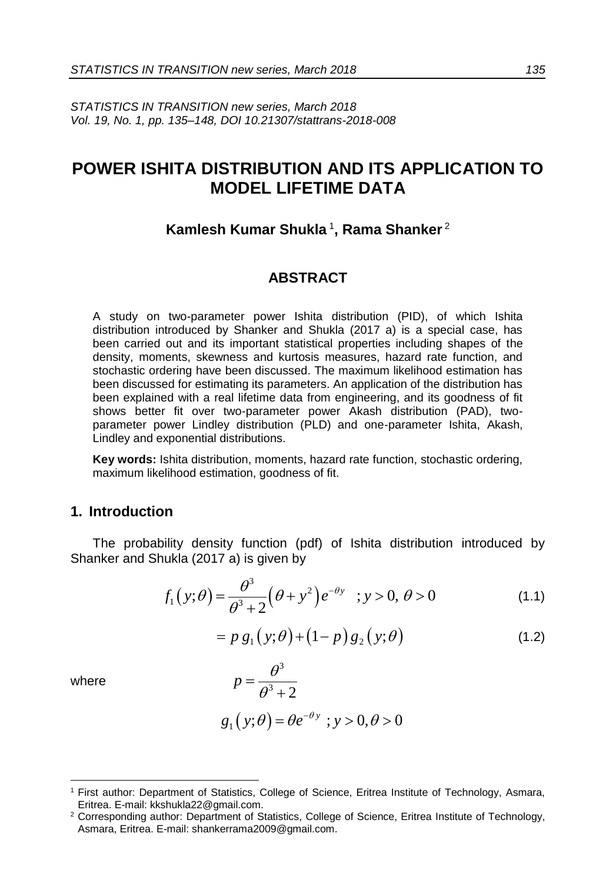# POWER ISHITA DISTRIBUTION AND ITS APPLICATION TO MODEL LIFETIME DATA

**Kamlesh Kumar Shukla** [1]**, Rama Shanker** [2]

## ABSTRACT

A study on two-parameter power Ishita distribution (PID), of which Ishita distribution introduced by Shanker and Shukla (2017 a) is a special case, has been carried out and its important statistical properties including shapes of the density, moments, skewness and kurtosis measures, hazard rate function, and stochastic ordering have been discussed. The maximum likelihood estimation has been discussed for estimating its parameters. An application of the distribution has been explained with a real lifetime data from engineering, and its goodness of fit shows better fit over two-parameter power Akash distribution (PAD), two-parameter power Lindley distribution (PLD) and one-parameter Ishita, Akash, Lindley and exponential distributions.

**Key words:** Ishita distribution, moments, hazard rate function, stochastic ordering, maximum likelihood estimation, goodness of fit.

## 1. Introduction

The probability density function (pdf) of Ishita distribution introduced by Shanker and Shukla (2017 a) is given by

$$f_1(y;\theta) = \frac{\theta^3}{\theta^3+2}\left(\theta + y^2\right)e^{-\theta y} \quad ; y > 0,\ \theta > 0 \tag{1.1}$$

$$= p\, g_1(y;\theta) + (1-p)\, g_2(y;\theta) \tag{1.2}$$

where

$$p = \frac{\theta^3}{\theta^3+2}$$

$$g_1(y;\theta) = \theta e^{-\theta y} \ ; y > 0, \theta > 0$$

---

[1] First author: Department of Statistics, College of Science, Eritrea Institute of Technology, Asmara, Eritrea. E-mail: kkshukla22@gmail.com.

[2] Corresponding author: Department of Statistics, College of Science, Eritrea Institute of Technology, Asmara, Eritrea. E-mail: shankerrama2009@gmail.com.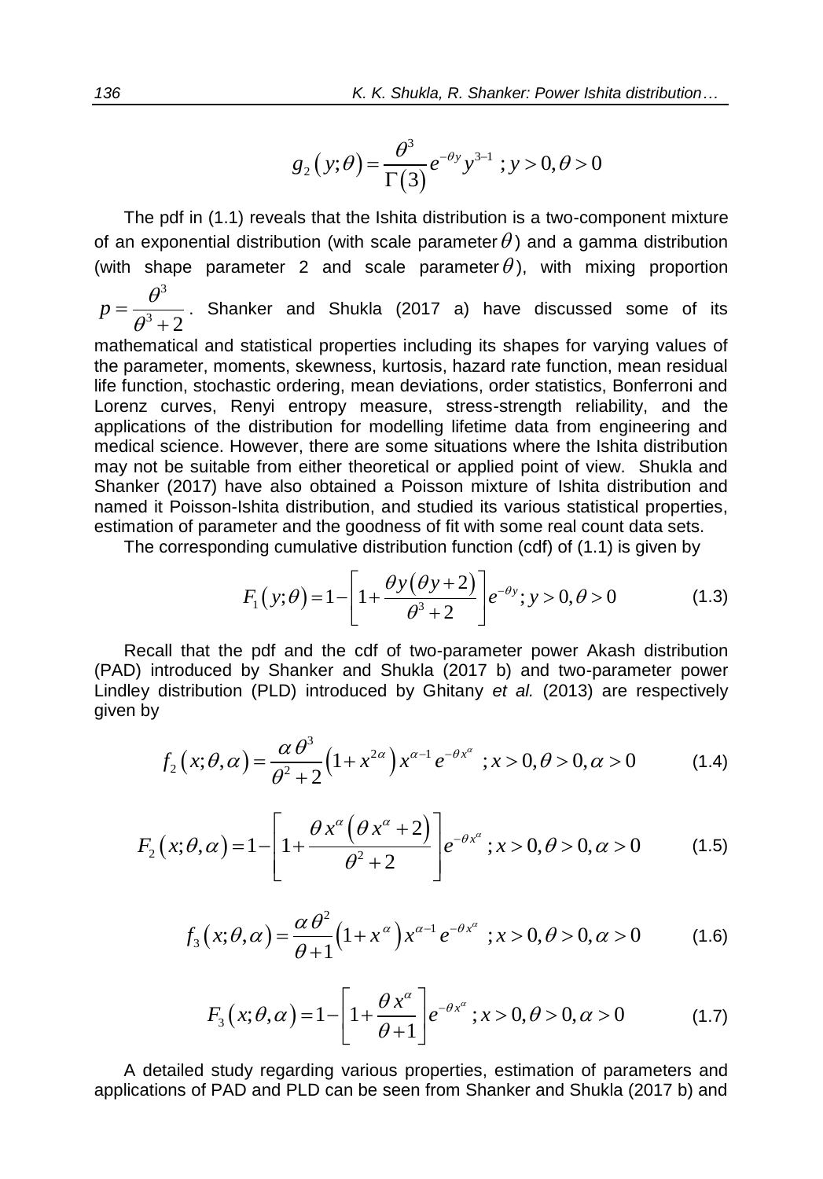$$g_2(y;\theta) = \frac{\theta^3}{\Gamma(3)} e^{-\theta y} y^{3-1} \; ; y > 0, \theta > 0$$

The pdf in (1.1) reveals that the Ishita distribution is a two-component mixture of an exponential distribution (with scale parameter $\theta$) and a gamma distribution (with shape parameter 2 and scale parameter $\theta$), with mixing proportion $p = \frac{\theta^3}{\theta^3 + 2}$. Shanker and Shukla (2017 a) have discussed some of its mathematical and statistical properties including its shapes for varying values of the parameter, moments, skewness, kurtosis, hazard rate function, mean residual life function, stochastic ordering, mean deviations, order statistics, Bonferroni and Lorenz curves, Renyi entropy measure, stress-strength reliability, and the applications of the distribution for modelling lifetime data from engineering and medical science. However, there are some situations where the Ishita distribution may not be suitable from either theoretical or applied point of view. Shukla and Shanker (2017) have also obtained a Poisson mixture of Ishita distribution and named it Poisson-Ishita distribution, and studied its various statistical properties, estimation of parameter and the goodness of fit with some real count data sets.

The corresponding cumulative distribution function (cdf) of (1.1) is given by

$$F_1(y;\theta) = 1 - \left[1 + \frac{\theta y(\theta y + 2)}{\theta^3 + 2}\right] e^{-\theta y}; y > 0, \theta > 0 \tag{1.3}$$

Recall that the pdf and the cdf of two-parameter power Akash distribution (PAD) introduced by Shanker and Shukla (2017 b) and two-parameter power Lindley distribution (PLD) introduced by Ghitany *et al.* (2013) are respectively given by

$$f_2(x;\theta,\alpha) = \frac{\alpha\theta^3}{\theta^2 + 2}\left(1 + x^{2\alpha}\right) x^{\alpha-1} e^{-\theta x^\alpha} \; ; x > 0, \theta > 0, \alpha > 0 \tag{1.4}$$

$$F_2(x;\theta,\alpha) = 1 - \left[1 + \frac{\theta x^\alpha\left(\theta x^\alpha + 2\right)}{\theta^2 + 2}\right] e^{-\theta x^\alpha} \; ; x > 0, \theta > 0, \alpha > 0 \tag{1.5}$$

$$f_3(x;\theta,\alpha) = \frac{\alpha\theta^2}{\theta + 1}\left(1 + x^\alpha\right) x^{\alpha-1} e^{-\theta x^\alpha} \; ; x > 0, \theta > 0, \alpha > 0 \tag{1.6}$$

$$F_3(x;\theta,\alpha) = 1 - \left[1 + \frac{\theta x^\alpha}{\theta + 1}\right] e^{-\theta x^\alpha} \; ; x > 0, \theta > 0, \alpha > 0 \tag{1.7}$$

A detailed study regarding various properties, estimation of parameters and applications of PAD and PLD can be seen from Shanker and Shukla (2017 b) and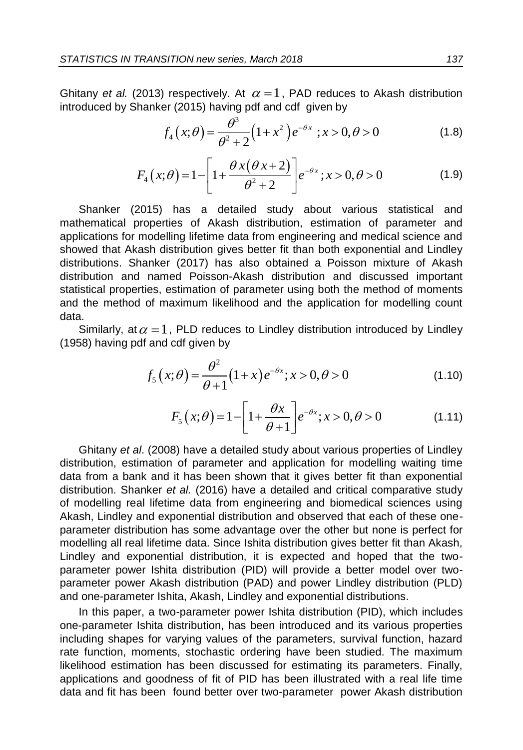Ghitany *et al.* (2013) respectively. At $\alpha = 1$, PAD reduces to Akash distribution introduced by Shanker (2015) having pdf and cdf given by

$$f_4(x;\theta) = \frac{\theta^3}{\theta^2 + 2}(1 + x^2)e^{-\theta x} \; ; x > 0, \theta > 0 \tag{1.8}$$

$$F_4(x;\theta) = 1 - \left[1 + \frac{\theta x(\theta x + 2)}{\theta^2 + 2}\right]e^{-\theta x}; x > 0, \theta > 0 \tag{1.9}$$

Shanker (2015) has a detailed study about various statistical and mathematical properties of Akash distribution, estimation of parameter and applications for modelling lifetime data from engineering and medical science and showed that Akash distribution gives better fit than both exponential and Lindley distributions. Shanker (2017) has also obtained a Poisson mixture of Akash distribution and named Poisson-Akash distribution and discussed important statistical properties, estimation of parameter using both the method of moments and the method of maximum likelihood and the application for modelling count data.

Similarly, at $\alpha = 1$, PLD reduces to Lindley distribution introduced by Lindley (1958) having pdf and cdf given by

$$f_5(x;\theta) = \frac{\theta^2}{\theta + 1}(1 + x)e^{-\theta x}; x > 0, \theta > 0 \tag{1.10}$$

$$F_5(x;\theta) = 1 - \left[1 + \frac{\theta x}{\theta + 1}\right]e^{-\theta x}; x > 0, \theta > 0 \tag{1.11}$$

Ghitany *et al*. (2008) have a detailed study about various properties of Lindley distribution, estimation of parameter and application for modelling waiting time data from a bank and it has been shown that it gives better fit than exponential distribution. Shanker *et al.* (2016) have a detailed and critical comparative study of modelling real lifetime data from engineering and biomedical sciences using Akash, Lindley and exponential distribution and observed that each of these one-parameter distribution has some advantage over the other but none is perfect for modelling all real lifetime data. Since Ishita distribution gives better fit than Akash, Lindley and exponential distribution, it is expected and hoped that the two-parameter power Ishita distribution (PID) will provide a better model over two-parameter power Akash distribution (PAD) and power Lindley distribution (PLD) and one-parameter Ishita, Akash, Lindley and exponential distributions.

In this paper, a two-parameter power Ishita distribution (PID), which includes one-parameter Ishita distribution, has been introduced and its various properties including shapes for varying values of the parameters, survival function, hazard rate function, moments, stochastic ordering have been studied. The maximum likelihood estimation has been discussed for estimating its parameters. Finally, applications and goodness of fit of PID has been illustrated with a real life time data and fit has been found better over two-parameter power Akash distribution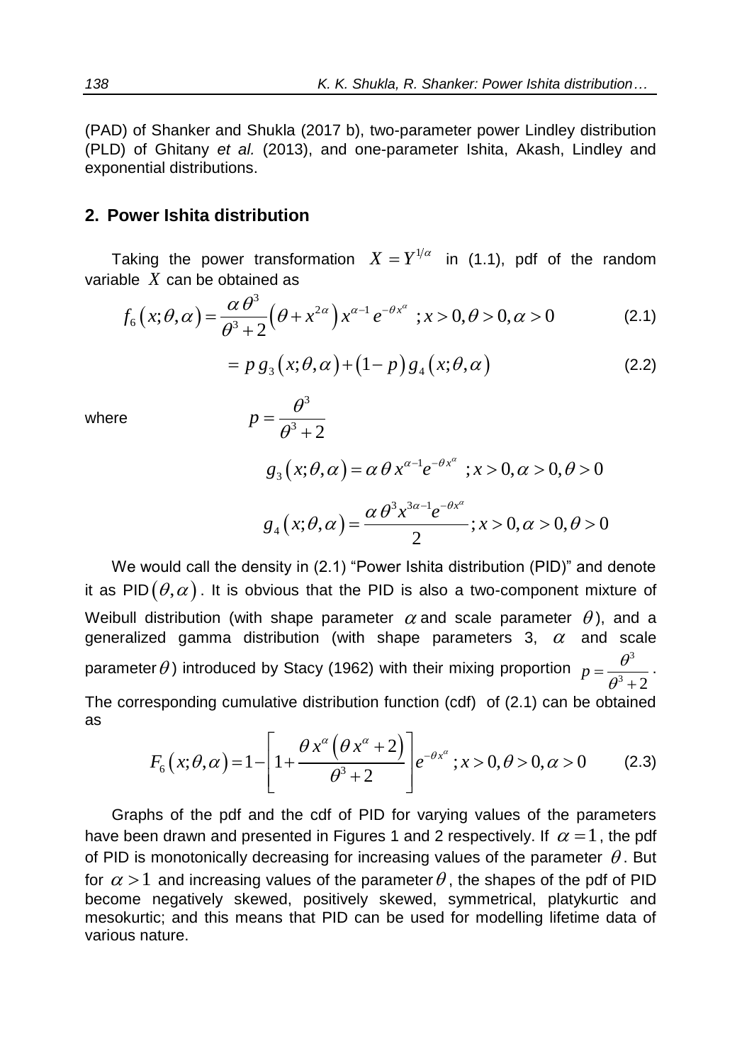(PAD) of Shanker and Shukla (2017 b), two-parameter power Lindley distribution (PLD) of Ghitany *et al.* (2013), and one-parameter Ishita, Akash, Lindley and exponential distributions.

## 2. Power Ishita distribution

Taking the power transformation $X = Y^{1/\alpha}$ in (1.1), pdf of the random variable $X$ can be obtained as

$$f_6\left(x;\theta,\alpha\right)=\frac{\alpha\,\theta^3}{\theta^3+2}\left(\theta+x^{2\alpha}\right)x^{\alpha-1}\,e^{-\theta x^{\alpha}}\;;x>0,\theta>0,\alpha>0 \tag{2.1}$$

$$= p\,g_3\left(x;\theta,\alpha\right)+\left(1-p\right)g_4\left(x;\theta,\alpha\right) \tag{2.2}$$

where

$$p=\frac{\theta^3}{\theta^3+2}$$

$$g_3\left(x;\theta,\alpha\right)=\alpha\,\theta\,x^{\alpha-1}e^{-\theta x^{\alpha}}\;;x>0,\alpha>0,\theta>0$$

$$g_4\left(x;\theta,\alpha\right)=\frac{\alpha\,\theta^3 x^{3\alpha-1}e^{-\theta x^{\alpha}}}{2};x>0,\alpha>0,\theta>0$$

We would call the density in (2.1) "Power Ishita distribution (PID)" and denote it as PID$\left(\theta,\alpha\right)$. It is obvious that the PID is also a two-component mixture of Weibull distribution (with shape parameter $\alpha$ and scale parameter $\theta$), and a generalized gamma distribution (with shape parameters 3, $\alpha$ and scale parameter $\theta$) introduced by Stacy (1962) with their mixing proportion $p=\frac{\theta^3}{\theta^3+2}$.

The corresponding cumulative distribution function (cdf) of (2.1) can be obtained as

$$F_6\left(x;\theta,\alpha\right)=1-\left[1+\frac{\theta\,x^{\alpha}\left(\theta\,x^{\alpha}+2\right)}{\theta^3+2}\right]e^{-\theta x^{\alpha}}\;;x>0,\theta>0,\alpha>0 \tag{2.3}$$

Graphs of the pdf and the cdf of PID for varying values of the parameters have been drawn and presented in Figures 1 and 2 respectively. If $\alpha=1$, the pdf of PID is monotonically decreasing for increasing values of the parameter $\theta$. But for $\alpha>1$ and increasing values of the parameter $\theta$, the shapes of the pdf of PID become negatively skewed, positively skewed, symmetrical, platykurtic and mesokurtic; and this means that PID can be used for modelling lifetime data of various nature.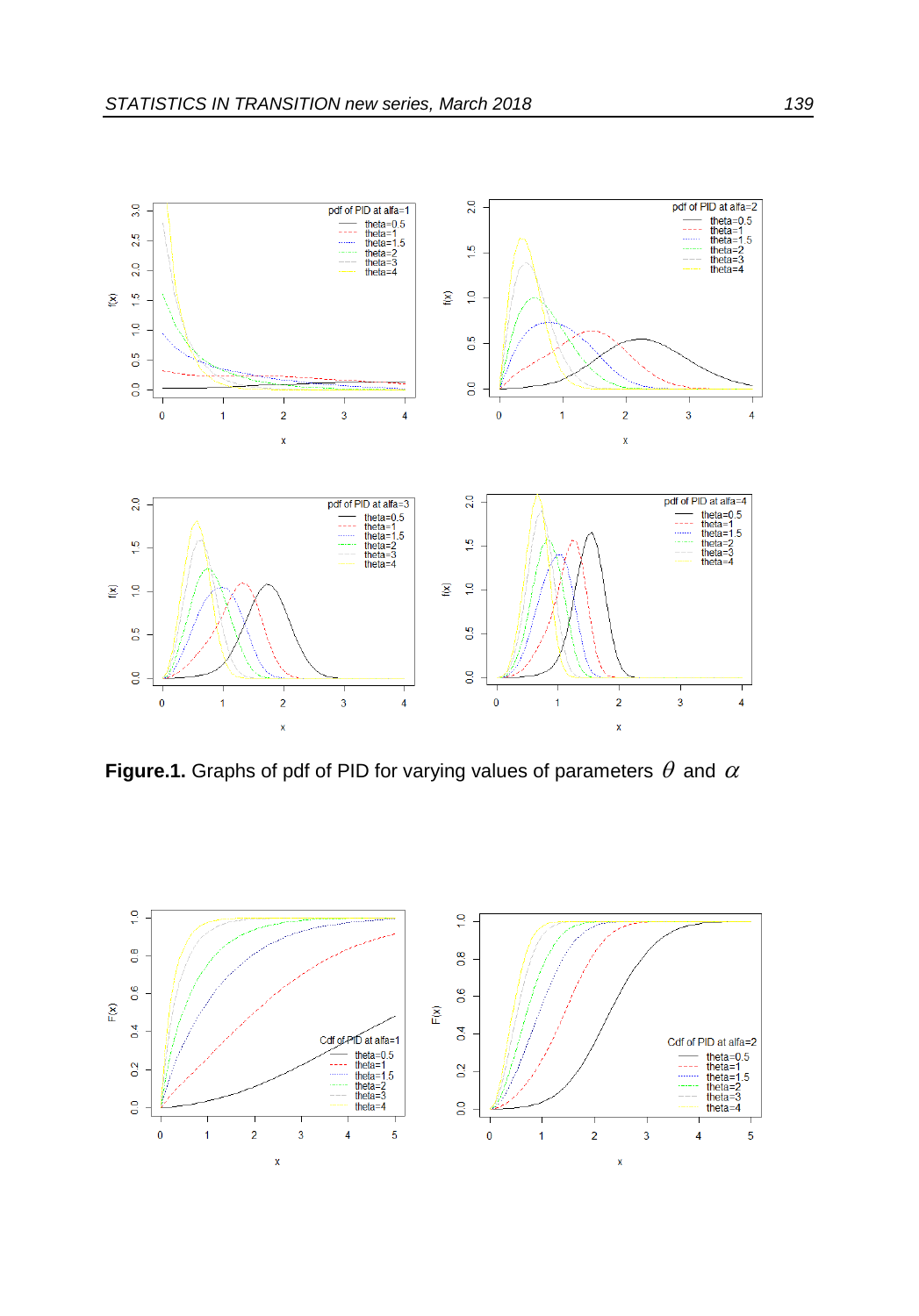**Figure.1.** Graphs of pdf of PID for varying values of parameters $\theta$ and $\alpha$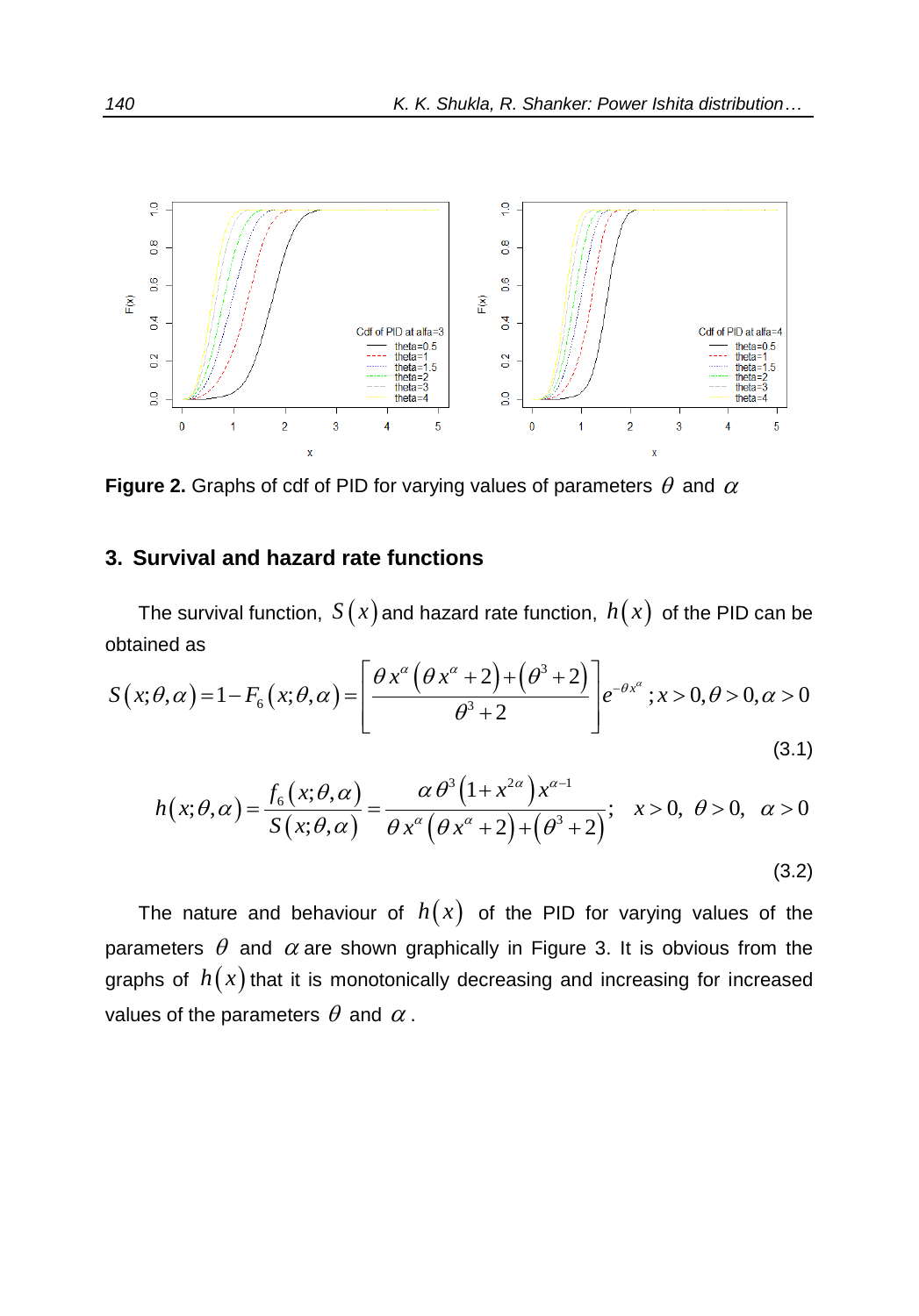**Figure 2.** Graphs of cdf of PID for varying values of parameters $\theta$ and $\alpha$

## 3. Survival and hazard rate functions

The survival function, $S(x)$ and hazard rate function, $h(x)$ of the PID can be obtained as

$$S(x;\theta,\alpha)=1-F_6(x;\theta,\alpha)=\left[\frac{\theta x^{\alpha}\left(\theta x^{\alpha}+2\right)+\left(\theta^3+2\right)}{\theta^3+2}\right]e^{-\theta x^{\alpha}}\,;x>0,\theta>0,\alpha>0 \tag{3.1}$$

$$h(x;\theta,\alpha)=\frac{f_6(x;\theta,\alpha)}{S(x;\theta,\alpha)}=\frac{\alpha\,\theta^3\left(1+x^{2\alpha}\right)x^{\alpha-1}}{\theta x^{\alpha}\left(\theta x^{\alpha}+2\right)+\left(\theta^3+2\right)};\quad x>0,\ \theta>0,\ \alpha>0 \tag{3.2}$$

The nature and behaviour of $h(x)$ of the PID for varying values of the parameters $\theta$ and $\alpha$ are shown graphically in Figure 3. It is obvious from the graphs of $h(x)$ that it is monotonically decreasing and increasing for increased values of the parameters $\theta$ and $\alpha$.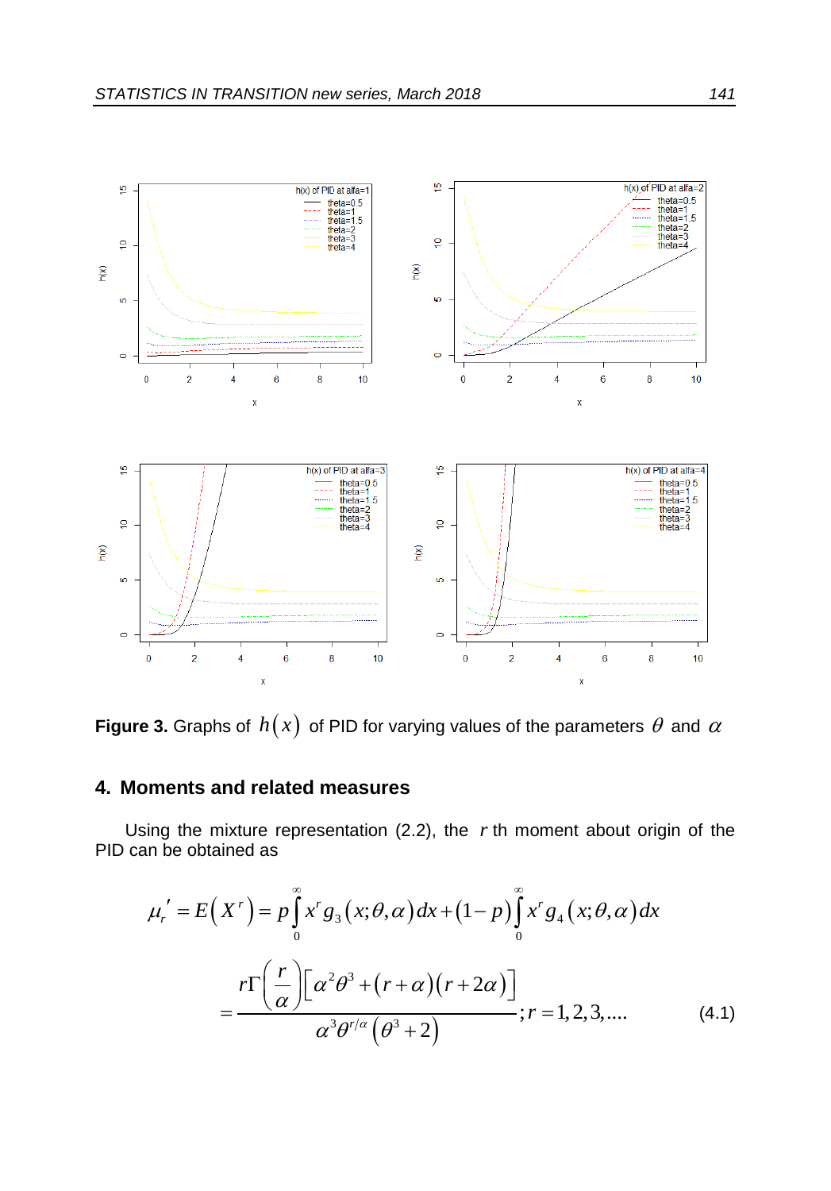**Figure 3.** Graphs of $h(x)$ of PID for varying values of the parameters $\theta$ and $\alpha$

## 4. Moments and related measures

Using the mixture representation (2.2), the $r$ th moment about origin of the PID can be obtained as

$$\mu_r' = E\left(X^r\right) = p\int_0^\infty x^r g_3\left(x;\theta,\alpha\right)dx + \left(1-p\right)\int_0^\infty x^r g_4\left(x;\theta,\alpha\right)dx$$

$$= \frac{r\Gamma\left(\frac{r}{\alpha}\right)\left[\alpha^2\theta^3 + \left(r+\alpha\right)\left(r+2\alpha\right)\right]}{\alpha^3\theta^{r/\alpha}\left(\theta^3+2\right)}; r = 1,2,3,.... \tag{4.1}$$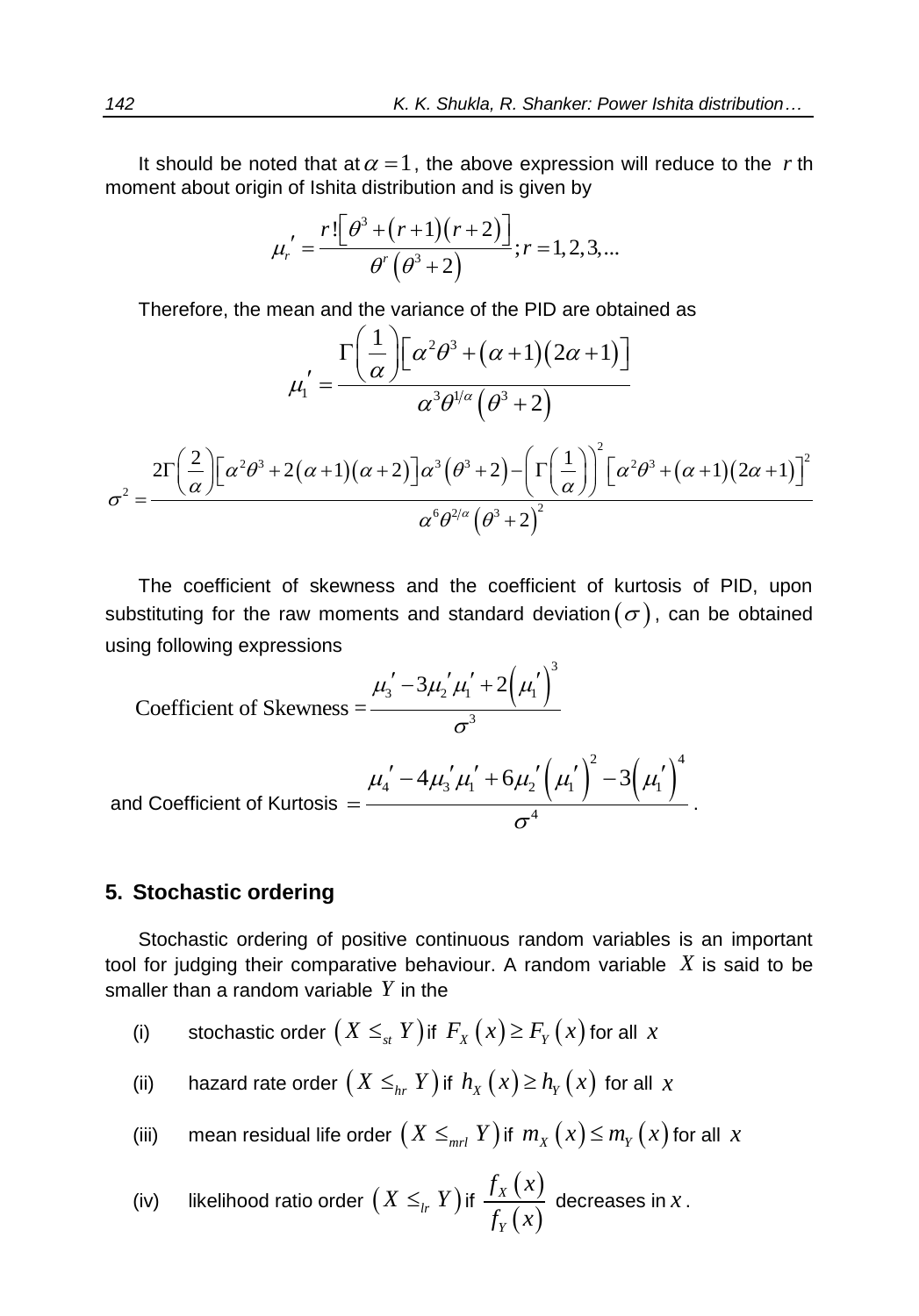It should be noted that at $\alpha = 1$, the above expression will reduce to the $r$ th moment about origin of Ishita distribution and is given by

$$\mu_r' = \frac{r!\left[\theta^3 + (r+1)(r+2)\right]}{\theta^r\left(\theta^3 + 2\right)}; r = 1, 2, 3, ...$$

Therefore, the mean and the variance of the PID are obtained as

$$\mu_1' = \frac{\Gamma\left(\frac{1}{\alpha}\right)\left[\alpha^2\theta^3 + (\alpha+1)(2\alpha+1)\right]}{\alpha^3\theta^{1/\alpha}\left(\theta^3 + 2\right)}$$

$$\sigma^2 = \frac{2\Gamma\left(\frac{2}{\alpha}\right)\left[\alpha^2\theta^3 + 2(\alpha+1)(\alpha+2)\right]\alpha^3\left(\theta^3+2\right) - \left(\Gamma\left(\frac{1}{\alpha}\right)\right)^2\left[\alpha^2\theta^3 + (\alpha+1)(2\alpha+1)\right]^2}{\alpha^6\theta^{2/\alpha}\left(\theta^3+2\right)^2}$$

The coefficient of skewness and the coefficient of kurtosis of PID, upon substituting for the raw moments and standard deviation $(\sigma)$, can be obtained using following expressions

$$\text{Coefficient of Skewness} = \frac{\mu_3' - 3\mu_2'\mu_1' + 2\left(\mu_1'\right)^3}{\sigma^3}$$

and Coefficient of Kurtosis $= \dfrac{\mu_4' - 4\mu_3'\mu_1' + 6\mu_2'\left(\mu_1'\right)^2 - 3\left(\mu_1'\right)^4}{\sigma^4}$.

## 5. Stochastic ordering

Stochastic ordering of positive continuous random variables is an important tool for judging their comparative behaviour. A random variable $X$ is said to be smaller than a random variable $Y$ in the

(i) stochastic order $\left(X \leq_{st} Y\right)$ if $F_X(x) \geq F_Y(x)$ for all $x$

(ii) hazard rate order $\left(X \leq_{hr} Y\right)$ if $h_X(x) \geq h_Y(x)$ for all $x$

(iii) mean residual life order $\left(X \leq_{mrl} Y\right)$ if $m_X(x) \leq m_Y(x)$ for all $x$

(iv) likelihood ratio order $\left(X \leq_{lr} Y\right)$ if $\dfrac{f_X(x)}{f_Y(x)}$ decreases in $x$.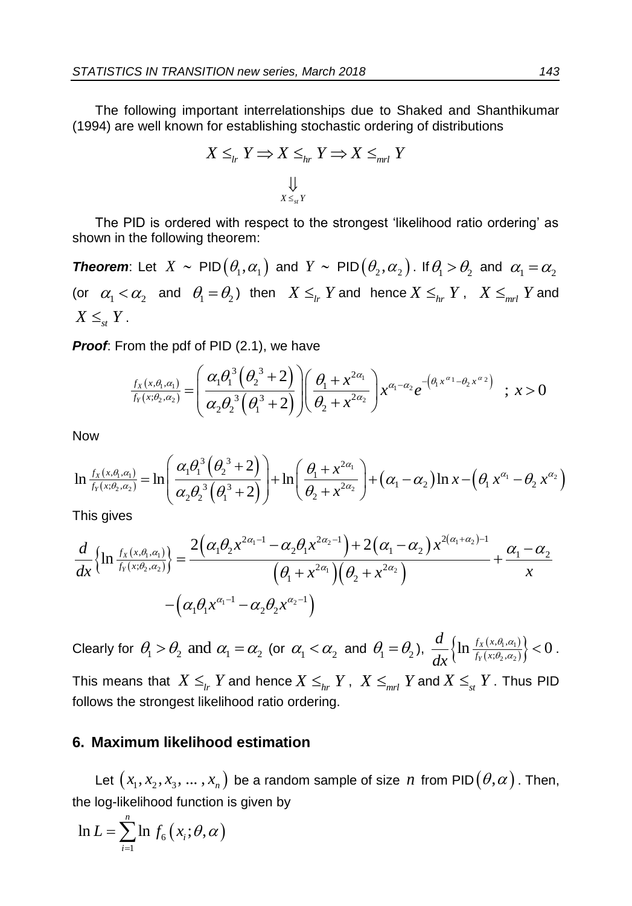The following important interrelationships due to Shaked and Shanthikumar (1994) are well known for establishing stochastic ordering of distributions

$$X \le_{lr} Y \Rightarrow X \le_{hr} Y \Rightarrow X \le_{mrl} Y$$
$$\Downarrow$$
$$X \le_{st} Y$$

The PID is ordered with respect to the strongest 'likelihood ratio ordering' as shown in the following theorem:

***Theorem***: Let $X \sim$ PID$(\theta_1, \alpha_1)$ and $Y \sim$ PID$(\theta_2, \alpha_2)$. If $\theta_1 > \theta_2$ and $\alpha_1 = \alpha_2$ (or $\alpha_1 < \alpha_2$ and $\theta_1 = \theta_2$) then $X \le_{lr} Y$ and hence $X \le_{hr} Y$, $X \le_{mrl} Y$ and $X \le_{st} Y$.

***Proof***: From the pdf of PID (2.1), we have

$$\frac{f_X(x,\theta_1,\alpha_1)}{f_Y(x;\theta_2,\alpha_2)} = \left( \frac{\alpha_1 \theta_1^3 \left(\theta_2^3 + 2\right)}{\alpha_2 \theta_2^3 \left(\theta_1^3 + 2\right)} \right) \left( \frac{\theta_1 + x^{2\alpha_1}}{\theta_2 + x^{2\alpha_2}} \right) x^{\alpha_1 - \alpha_2} e^{-\left(\theta_1 x^{\alpha_1} - \theta_2 x^{\alpha_2}\right)} \quad ; \; x > 0$$

Now

$$\ln \frac{f_X(x,\theta_1,\alpha_1)}{f_Y(x;\theta_2,\alpha_2)} = \ln\left( \frac{\alpha_1 \theta_1^3 \left(\theta_2^3 + 2\right)}{\alpha_2 \theta_2^3 \left(\theta_1^3 + 2\right)} \right) + \ln\left( \frac{\theta_1 + x^{2\alpha_1}}{\theta_2 + x^{2\alpha_2}} \right) + \left(\alpha_1 - \alpha_2\right)\ln x - \left(\theta_1 x^{\alpha_1} - \theta_2 x^{\alpha_2}\right)$$

This gives

$$\frac{d}{dx}\left\{ \ln \frac{f_X(x,\theta_1,\alpha_1)}{f_Y(x;\theta_2,\alpha_2)} \right\} = \frac{2\left(\alpha_1 \theta_2 x^{2\alpha_1 - 1} - \alpha_2 \theta_1 x^{2\alpha_2 - 1}\right) + 2\left(\alpha_1 - \alpha_2\right) x^{2(\alpha_1 + \alpha_2) - 1}}{\left(\theta_1 + x^{2\alpha_1}\right)\left(\theta_2 + x^{2\alpha_2}\right)} + \frac{\alpha_1 - \alpha_2}{x}$$
$$- \left(\alpha_1 \theta_1 x^{\alpha_1 - 1} - \alpha_2 \theta_2 x^{\alpha_2 - 1}\right)$$

Clearly for $\theta_1 > \theta_2$ and $\alpha_1 = \alpha_2$ (or $\alpha_1 < \alpha_2$ and $\theta_1 = \theta_2$), $\frac{d}{dx}\left\{ \ln \frac{f_X(x,\theta_1,\alpha_1)}{f_Y(x;\theta_2,\alpha_2)} \right\} < 0$. This means that $X \le_{lr} Y$ and hence $X \le_{hr} Y$, $X \le_{mrl} Y$ and $X \le_{st} Y$. Thus PID follows the strongest likelihood ratio ordering.

## 6. Maximum likelihood estimation

Let $\left(x_1, x_2, x_3, \ldots, x_n\right)$ be a random sample of size $n$ from PID$(\theta, \alpha)$. Then, the log-likelihood function is given by

$$\ln L = \sum_{i=1}^{n} \ln f_6\left(x_i; \theta, \alpha\right)$$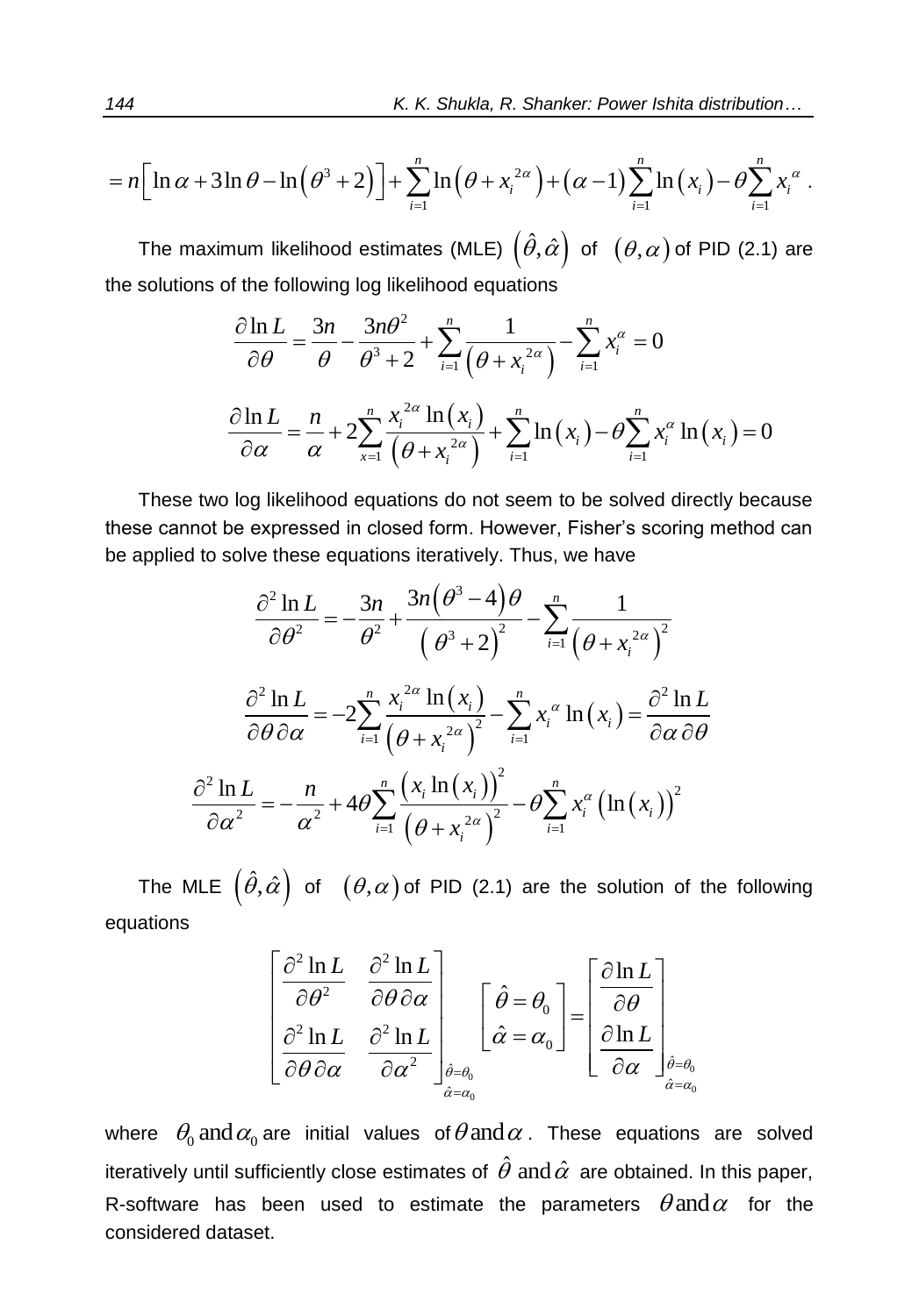$$= n\left[\ln\alpha + 3\ln\theta - \ln\left(\theta^3 + 2\right)\right] + \sum_{i=1}^{n}\ln\left(\theta + x_i^{2\alpha}\right) + \left(\alpha - 1\right)\sum_{i=1}^{n}\ln\left(x_i\right) - \theta\sum_{i=1}^{n}x_i^{\alpha} .$$

The maximum likelihood estimates (MLE) $\left(\hat{\theta},\hat{\alpha}\right)$ of $\left(\theta,\alpha\right)$ of PID (2.1) are the solutions of the following log likelihood equations

$$\frac{\partial \ln L}{\partial \theta} = \frac{3n}{\theta} - \frac{3n\theta^2}{\theta^3 + 2} + \sum_{i=1}^{n}\frac{1}{\left(\theta + x_i^{2\alpha}\right)} - \sum_{i=1}^{n}x_i^{\alpha} = 0$$

$$\frac{\partial \ln L}{\partial \alpha} = \frac{n}{\alpha} + 2\sum_{x=1}^{n}\frac{x_i^{2\alpha}\ln\left(x_i\right)}{\left(\theta + x_i^{2\alpha}\right)} + \sum_{i=1}^{n}\ln\left(x_i\right) - \theta\sum_{i=1}^{n}x_i^{\alpha}\ln\left(x_i\right) = 0$$

These two log likelihood equations do not seem to be solved directly because these cannot be expressed in closed form. However, Fisher's scoring method can be applied to solve these equations iteratively. Thus, we have

$$\frac{\partial^2 \ln L}{\partial \theta^2} = -\frac{3n}{\theta^2} + \frac{3n\left(\theta^3 - 4\right)\theta}{\left(\theta^3 + 2\right)^2} - \sum_{i=1}^{n}\frac{1}{\left(\theta + x_i^{2\alpha}\right)^2}$$

$$\frac{\partial^2 \ln L}{\partial \theta\,\partial \alpha} = -2\sum_{i=1}^{n}\frac{x_i^{2\alpha}\ln\left(x_i\right)}{\left(\theta + x_i^{2\alpha}\right)^2} - \sum_{i=1}^{n}x_i^{\alpha}\ln\left(x_i\right) = \frac{\partial^2 \ln L}{\partial \alpha\,\partial \theta}$$

$$\frac{\partial^2 \ln L}{\partial \alpha^2} = -\frac{n}{\alpha^2} + 4\theta\sum_{i=1}^{n}\frac{\left(x_i\ln\left(x_i\right)\right)^2}{\left(\theta + x_i^{2\alpha}\right)^2} - \theta\sum_{i=1}^{n}x_i^{\alpha}\left(\ln\left(x_i\right)\right)^2$$

The MLE $\left(\hat{\theta},\hat{\alpha}\right)$ of $\left(\theta,\alpha\right)$ of PID (2.1) are the solution of the following equations

$$\begin{bmatrix} \dfrac{\partial^2 \ln L}{\partial \theta^2} & \dfrac{\partial^2 \ln L}{\partial \theta\,\partial \alpha} \\ \dfrac{\partial^2 \ln L}{\partial \theta\,\partial \alpha} & \dfrac{\partial^2 \ln L}{\partial \alpha^2} \end{bmatrix}_{\substack{\hat{\theta}=\theta_0 \\ \hat{\alpha}=\alpha_0}} \begin{bmatrix} \hat{\theta} = \theta_0 \\ \hat{\alpha} = \alpha_0 \end{bmatrix} = \begin{bmatrix} \dfrac{\partial \ln L}{\partial \theta} \\ \dfrac{\partial \ln L}{\partial \alpha} \end{bmatrix}_{\substack{\hat{\theta}=\theta_0 \\ \hat{\alpha}=\alpha_0}}$$

where $\theta_0 \text{ and } \alpha_0$ are initial values of $\theta \text{ and } \alpha$. These equations are solved iteratively until sufficiently close estimates of $\hat{\theta} \text{ and } \hat{\alpha}$ are obtained. In this paper, R-software has been used to estimate the parameters $\theta \text{ and } \alpha$ for the considered dataset.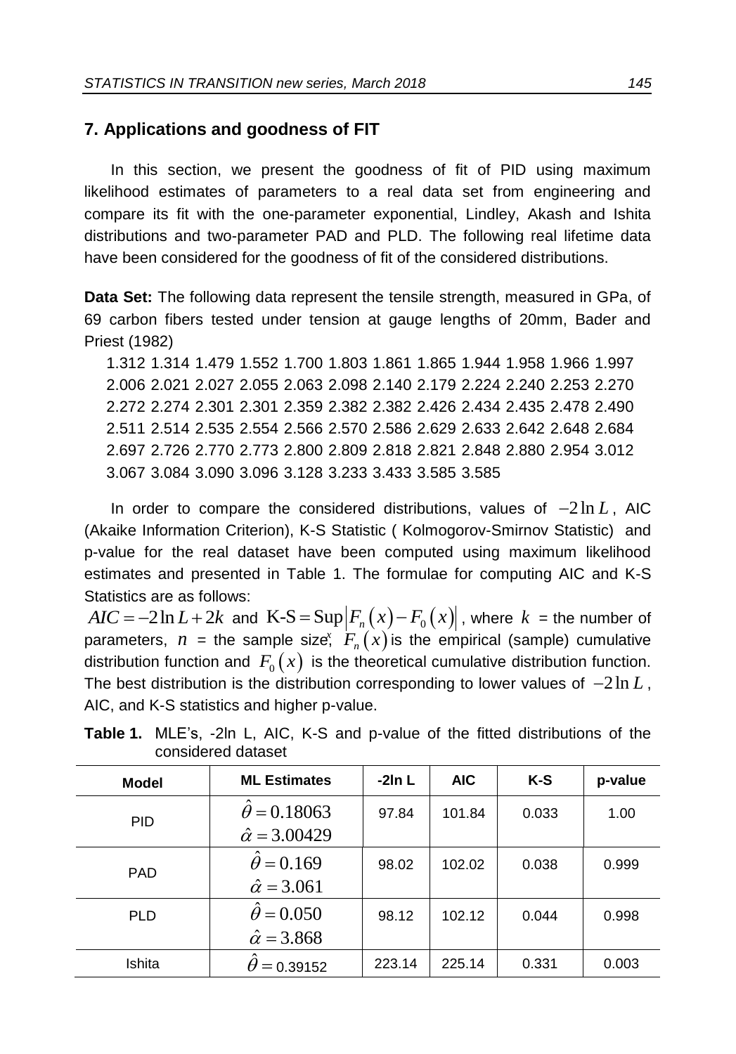## 7. Applications and goodness of FIT

In this section, we present the goodness of fit of PID using maximum likelihood estimates of parameters to a real data set from engineering and compare its fit with the one-parameter exponential, Lindley, Akash and Ishita distributions and two-parameter PAD and PLD. The following real lifetime data have been considered for the goodness of fit of the considered distributions.

**Data Set:** The following data represent the tensile strength, measured in GPa, of 69 carbon fibers tested under tension at gauge lengths of 20mm, Bader and Priest (1982)

1.312 1.314 1.479 1.552 1.700 1.803 1.861 1.865 1.944 1.958 1.966 1.997 2.006 2.021 2.027 2.055 2.063 2.098 2.140 2.179 2.224 2.240 2.253 2.270 2.272 2.274 2.301 2.301 2.359 2.382 2.382 2.426 2.434 2.435 2.478 2.490 2.511 2.514 2.535 2.554 2.566 2.570 2.586 2.629 2.633 2.642 2.648 2.684 2.697 2.726 2.770 2.773 2.800 2.809 2.818 2.821 2.848 2.880 2.954 3.012 3.067 3.084 3.090 3.096 3.128 3.233 3.433 3.585 3.585

In order to compare the considered distributions, values of $-2\ln L$, AIC (Akaike Information Criterion), K-S Statistic ( Kolmogorov-Smirnov Statistic) and p-value for the real dataset have been computed using maximum likelihood estimates and presented in Table 1. The formulae for computing AIC and K-S Statistics are as follows:

$AIC = -2\ln L + 2k$ and $\text{K-S} = \underset{x}{\text{Sup}}\left|F_n(x) - F_0(x)\right|$, where $k$ = the number of parameters, $n$ = the sample size, $F_n(x)$ is the empirical (sample) cumulative distribution function and $F_0(x)$ is the theoretical cumulative distribution function. The best distribution is the distribution corresponding to lower values of $-2\ln L$, AIC, and K-S statistics and higher p-value.

**Table 1.** MLE's, -2ln L, AIC, K-S and p-value of the fitted distributions of the considered dataset

| Model | ML Estimates | -2ln L | AIC | K-S | p-value |
|---|---|---|---|---|---|
| PID | $\hat{\theta} = 0.18063$<br>$\hat{\alpha} = 3.00429$ | 97.84 | 101.84 | 0.033 | 1.00 |
| PAD | $\hat{\theta} = 0.169$<br>$\hat{\alpha} = 3.061$ | 98.02 | 102.02 | 0.038 | 0.999 |
| PLD | $\hat{\theta} = 0.050$<br>$\hat{\alpha} = 3.868$ | 98.12 | 102.12 | 0.044 | 0.998 |
| Ishita | $\hat{\theta} = 0.39152$ | 223.14 | 225.14 | 0.331 | 0.003 |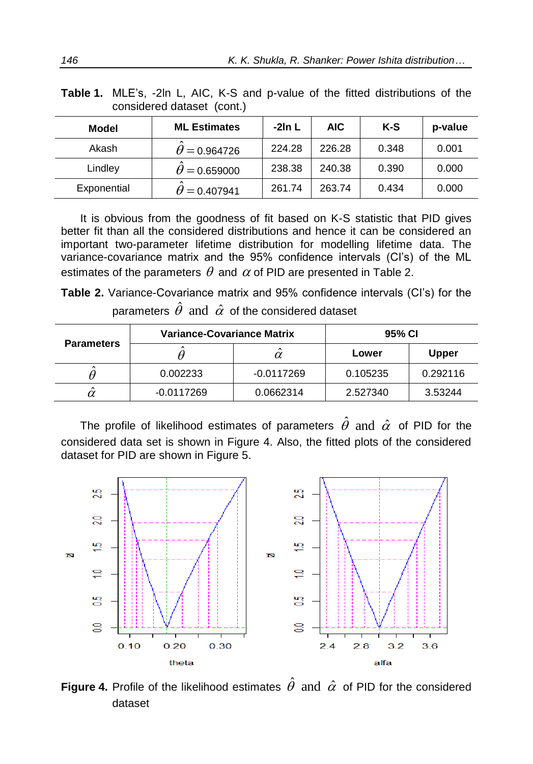**Table 1.** MLE's, -2ln L, AIC, K-S and p-value of the fitted distributions of the considered dataset (cont.)

| Model | ML Estimates | -2ln L | AIC | K-S | p-value |
|---|---|---|---|---|---|
| Akash | $\hat{\theta} = 0.964726$ | 224.28 | 226.28 | 0.348 | 0.001 |
| Lindley | $\hat{\theta} = 0.659000$ | 238.38 | 240.38 | 0.390 | 0.000 |
| Exponential | $\hat{\theta} = 0.407941$ | 261.74 | 263.74 | 0.434 | 0.000 |

It is obvious from the goodness of fit based on K-S statistic that PID gives better fit than all the considered distributions and hence it can be considered an important two-parameter lifetime distribution for modelling lifetime data. The variance-covariance matrix and the 95% confidence intervals (CI's) of the ML estimates of the parameters $\theta$ and $\alpha$ of PID are presented in Table 2.

**Table 2.** Variance-Covariance matrix and 95% confidence intervals (CI's) for the parameters $\hat{\theta}$ and $\hat{\alpha}$ of the considered dataset

| Parameters | Variance-Covariance Matrix | | 95% CI | |
|---|---|---|---|---|
| | $\hat{\theta}$ | $\hat{\alpha}$ | Lower | Upper |
| $\hat{\theta}$ | 0.002233 | -0.0117269 | 0.105235 | 0.292116 |
| $\hat{\alpha}$ | -0.0117269 | 0.0662314 | 2.527340 | 3.53244 |

The profile of likelihood estimates of parameters $\hat{\theta}$ and $\hat{\alpha}$ of PID for the considered data set is shown in Figure 4. Also, the fitted plots of the considered dataset for PID are shown in Figure 5.

**Figure 4.** Profile of the likelihood estimates $\hat{\theta}$ and $\hat{\alpha}$ of PID for the considered dataset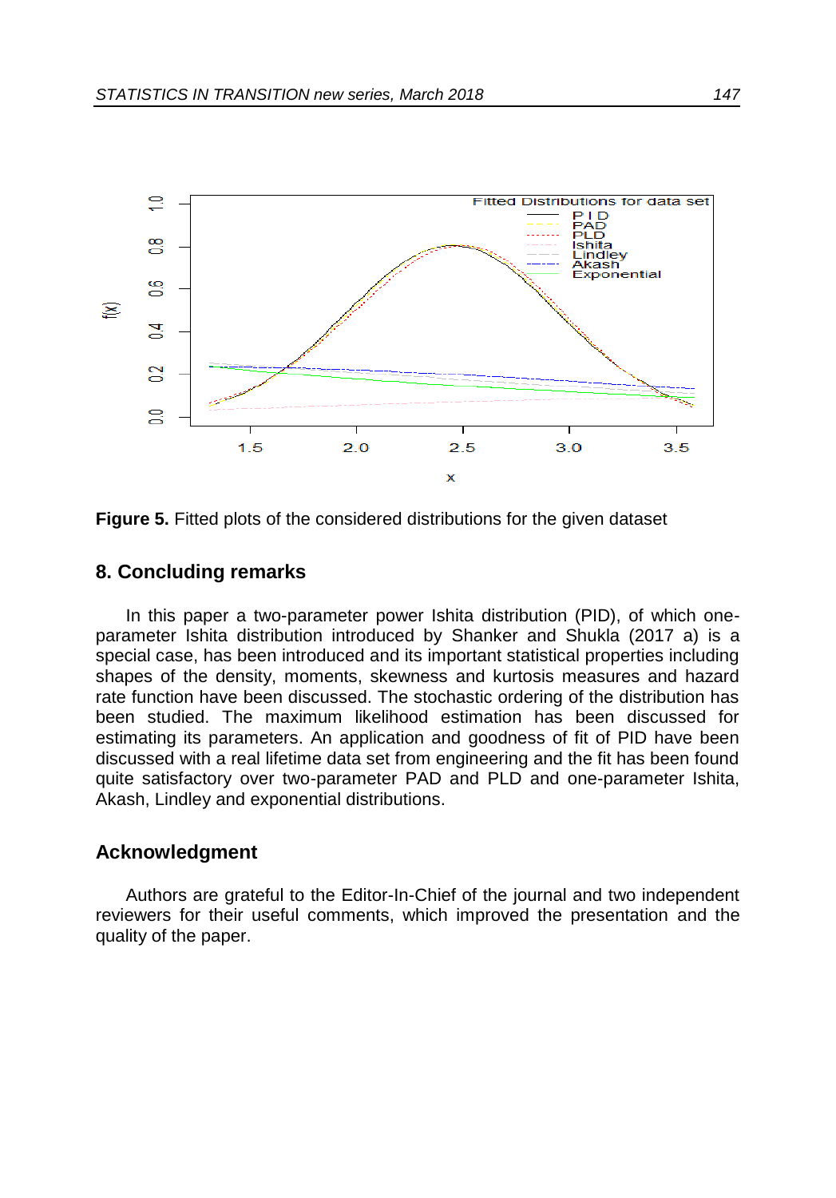Figure 5. Fitted plots of the considered distributions for the given dataset

## 8. Concluding remarks

In this paper a two-parameter power Ishita distribution (PID), of which one-parameter Ishita distribution introduced by Shanker and Shukla (2017 a) is a special case, has been introduced and its important statistical properties including shapes of the density, moments, skewness and kurtosis measures and hazard rate function have been discussed. The stochastic ordering of the distribution has been studied. The maximum likelihood estimation has been discussed for estimating its parameters. An application and goodness of fit of PID have been discussed with a real lifetime data set from engineering and the fit has been found quite satisfactory over two-parameter PAD and PLD and one-parameter Ishita, Akash, Lindley and exponential distributions.

## Acknowledgment

Authors are grateful to the Editor-In-Chief of the journal and two independent reviewers for their useful comments, which improved the presentation and the quality of the paper.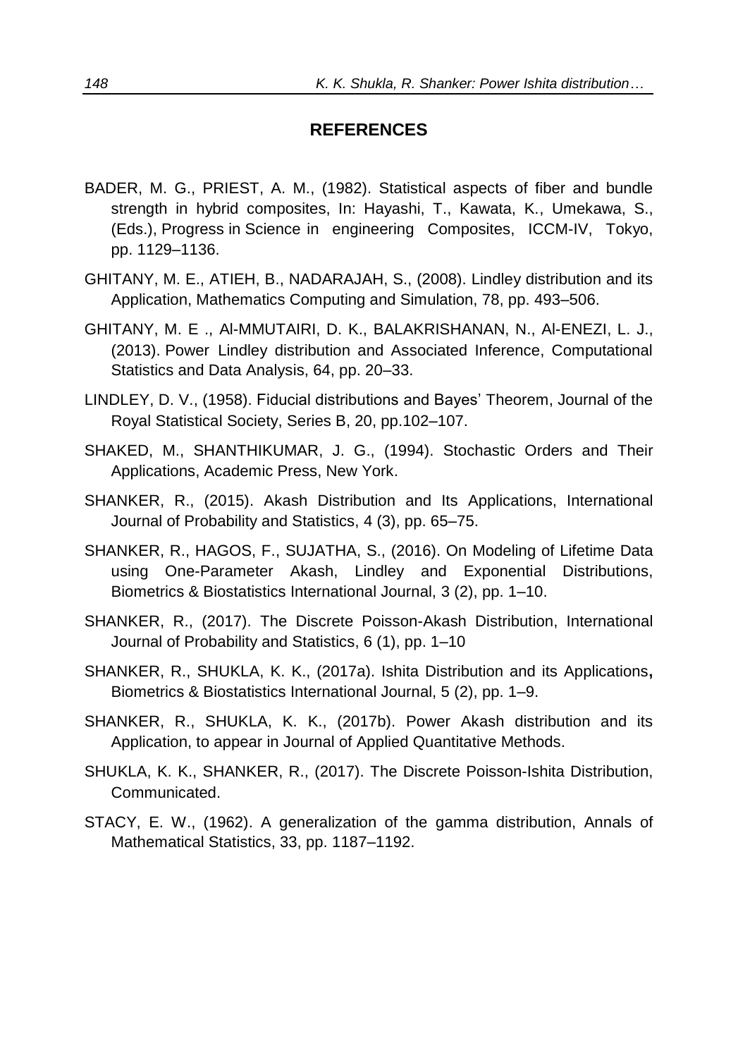## REFERENCES

BADER, M. G., PRIEST, A. M., (1982). Statistical aspects of fiber and bundle strength in hybrid composites, In: Hayashi, T., Kawata, K., Umekawa, S., (Eds.), Progress in Science in engineering Composites, ICCM-IV, Tokyo, pp. 1129–1136.

GHITANY, M. E., ATIEH, B., NADARAJAH, S., (2008). Lindley distribution and its Application, Mathematics Computing and Simulation, 78, pp. 493–506.

GHITANY, M. E ., Al-MMUTAIRI, D. K., BALAKRISHANAN, N., Al-ENEZI, L. J., (2013). Power Lindley distribution and Associated Inference, Computational Statistics and Data Analysis, 64, pp. 20–33.

LINDLEY, D. V., (1958). Fiducial distributions and Bayes' Theorem, Journal of the Royal Statistical Society, Series B, 20, pp.102–107.

SHAKED, M., SHANTHIKUMAR, J. G., (1994). Stochastic Orders and Their Applications, Academic Press, New York.

SHANKER, R., (2015). Akash Distribution and Its Applications, International Journal of Probability and Statistics, 4 (3), pp. 65–75.

SHANKER, R., HAGOS, F., SUJATHA, S., (2016). On Modeling of Lifetime Data using One-Parameter Akash, Lindley and Exponential Distributions, Biometrics & Biostatistics International Journal, 3 (2), pp. 1–10.

SHANKER, R., (2017). The Discrete Poisson-Akash Distribution, International Journal of Probability and Statistics, 6 (1), pp. 1–10

SHANKER, R., SHUKLA, K. K., (2017a). Ishita Distribution and its Applications**,** Biometrics & Biostatistics International Journal, 5 (2), pp. 1–9.

SHANKER, R., SHUKLA, K. K., (2017b). Power Akash distribution and its Application, to appear in Journal of Applied Quantitative Methods.

SHUKLA, K. K., SHANKER, R., (2017). The Discrete Poisson-Ishita Distribution, Communicated.

STACY, E. W., (1962). A generalization of the gamma distribution, Annals of Mathematical Statistics, 33, pp. 1187–1192.